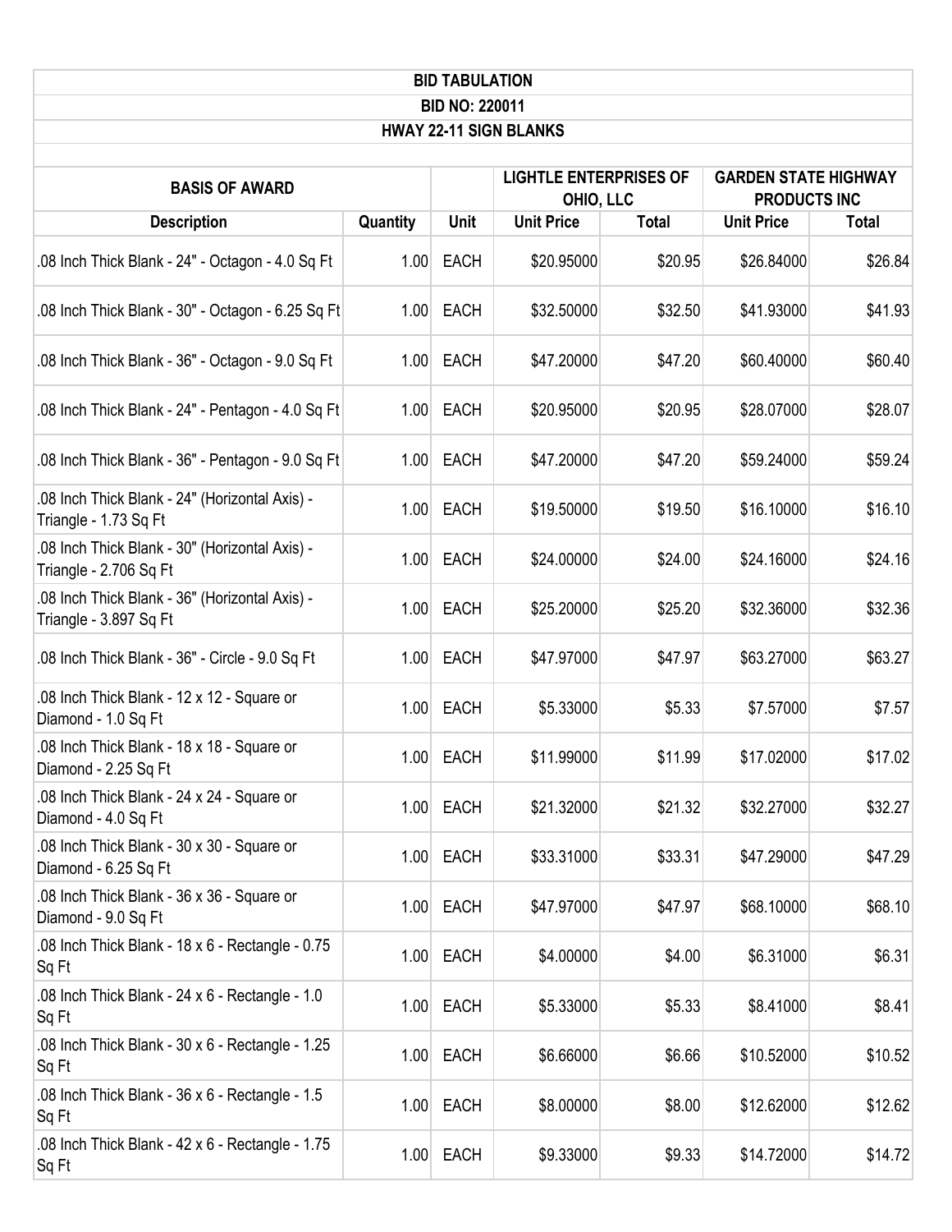# BID TABULATION

## BID NO: 220011

## HWAY 22-11 SIGN BLANKS

| BASIS OF AWARD | | | LIGHTLE ENTERPRISES OF OHIO, LLC | | GARDEN STATE HIGHWAY PRODUCTS INC | |
|---|---|---|---|---|---|---|
| Description | Quantity | Unit | Unit Price | Total | Unit Price | Total |
| .08 Inch Thick Blank - 24" - Octagon - 4.0 Sq Ft | 1.00 | EACH | $20.95000 | $20.95 | $26.84000 | $26.84 |
| .08 Inch Thick Blank - 30" - Octagon - 6.25 Sq Ft | 1.00 | EACH | $32.50000 | $32.50 | $41.93000 | $41.93 |
| .08 Inch Thick Blank - 36" - Octagon - 9.0 Sq Ft | 1.00 | EACH | $47.20000 | $47.20 | $60.40000 | $60.40 |
| .08 Inch Thick Blank - 24" - Pentagon - 4.0 Sq Ft | 1.00 | EACH | $20.95000 | $20.95 | $28.07000 | $28.07 |
| .08 Inch Thick Blank - 36" - Pentagon - 9.0 Sq Ft | 1.00 | EACH | $47.20000 | $47.20 | $59.24000 | $59.24 |
| .08 Inch Thick Blank - 24" (Horizontal Axis) - Triangle - 1.73 Sq Ft | 1.00 | EACH | $19.50000 | $19.50 | $16.10000 | $16.10 |
| .08 Inch Thick Blank - 30" (Horizontal Axis) - Triangle - 2.706 Sq Ft | 1.00 | EACH | $24.00000 | $24.00 | $24.16000 | $24.16 |
| .08 Inch Thick Blank - 36" (Horizontal Axis) - Triangle - 3.897 Sq Ft | 1.00 | EACH | $25.20000 | $25.20 | $32.36000 | $32.36 |
| .08 Inch Thick Blank - 36" - Circle - 9.0 Sq Ft | 1.00 | EACH | $47.97000 | $47.97 | $63.27000 | $63.27 |
| .08 Inch Thick Blank - 12 x 12 - Square or Diamond - 1.0 Sq Ft | 1.00 | EACH | $5.33000 | $5.33 | $7.57000 | $7.57 |
| .08 Inch Thick Blank - 18 x 18 - Square or Diamond - 2.25 Sq Ft | 1.00 | EACH | $11.99000 | $11.99 | $17.02000 | $17.02 |
| .08 Inch Thick Blank - 24 x 24 - Square or Diamond - 4.0 Sq Ft | 1.00 | EACH | $21.32000 | $21.32 | $32.27000 | $32.27 |
| .08 Inch Thick Blank - 30 x 30 - Square or Diamond - 6.25 Sq Ft | 1.00 | EACH | $33.31000 | $33.31 | $47.29000 | $47.29 |
| .08 Inch Thick Blank - 36 x 36 - Square or Diamond - 9.0 Sq Ft | 1.00 | EACH | $47.97000 | $47.97 | $68.10000 | $68.10 |
| .08 Inch Thick Blank - 18 x 6 - Rectangle - 0.75 Sq Ft | 1.00 | EACH | $4.00000 | $4.00 | $6.31000 | $6.31 |
| .08 Inch Thick Blank - 24 x 6 - Rectangle - 1.0 Sq Ft | 1.00 | EACH | $5.33000 | $5.33 | $8.41000 | $8.41 |
| .08 Inch Thick Blank - 30 x 6 - Rectangle - 1.25 Sq Ft | 1.00 | EACH | $6.66000 | $6.66 | $10.52000 | $10.52 |
| .08 Inch Thick Blank - 36 x 6 - Rectangle - 1.5 Sq Ft | 1.00 | EACH | $8.00000 | $8.00 | $12.62000 | $12.62 |
| .08 Inch Thick Blank - 42 x 6 - Rectangle - 1.75 Sq Ft | 1.00 | EACH | $9.33000 | $9.33 | $14.72000 | $14.72 |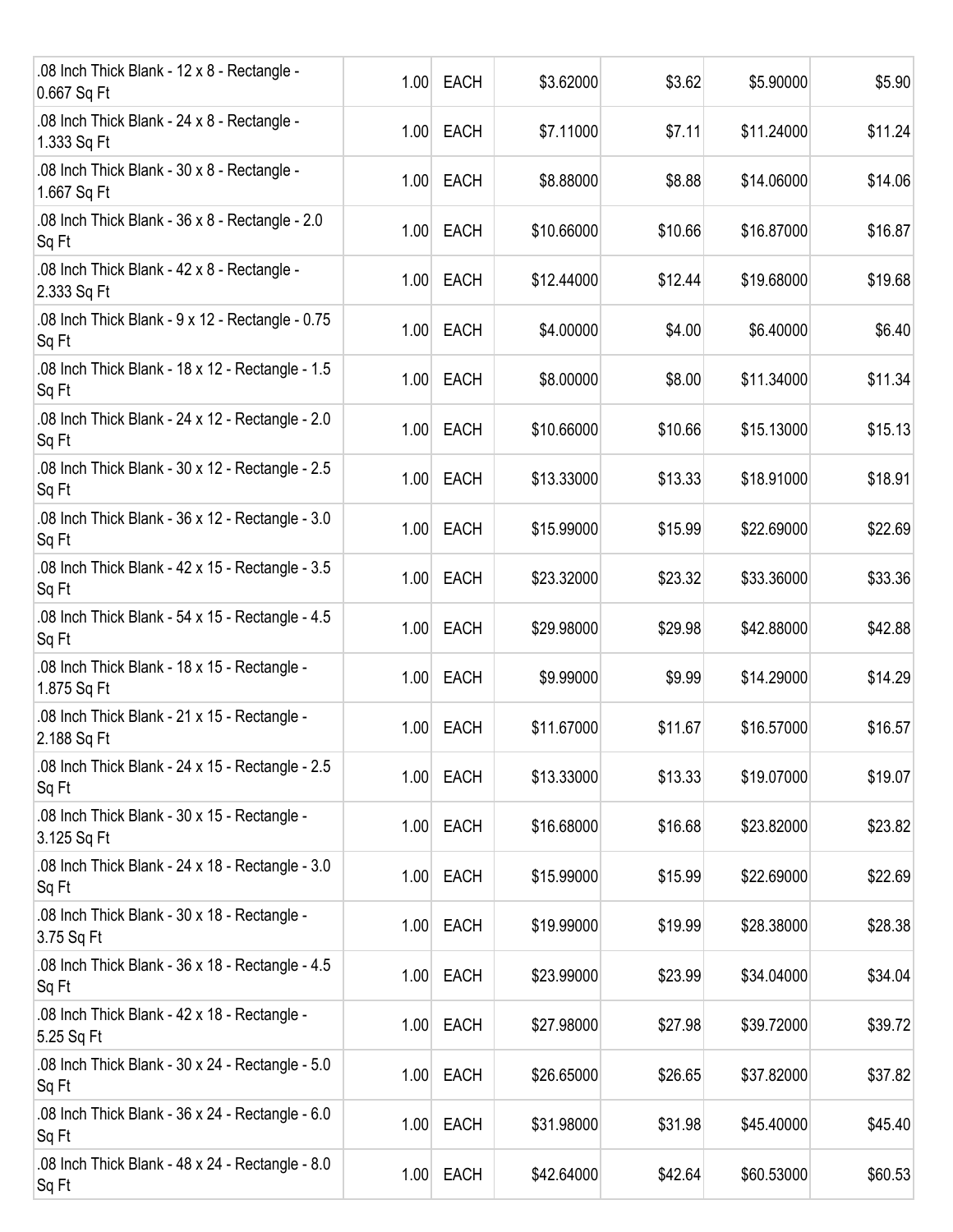| | | | | | | |
|---|---|---|---|---|---|---|
| .08 Inch Thick Blank - 12 x 8 - Rectangle - 0.667 Sq Ft | 1.00 | EACH | $3.62000 | $3.62 | $5.90000 | $5.90 |
| .08 Inch Thick Blank - 24 x 8 - Rectangle - 1.333 Sq Ft | 1.00 | EACH | $7.11000 | $7.11 | $11.24000 | $11.24 |
| .08 Inch Thick Blank - 30 x 8 - Rectangle - 1.667 Sq Ft | 1.00 | EACH | $8.88000 | $8.88 | $14.06000 | $14.06 |
| .08 Inch Thick Blank - 36 x 8 - Rectangle - 2.0 Sq Ft | 1.00 | EACH | $10.66000 | $10.66 | $16.87000 | $16.87 |
| .08 Inch Thick Blank - 42 x 8 - Rectangle - 2.333 Sq Ft | 1.00 | EACH | $12.44000 | $12.44 | $19.68000 | $19.68 |
| .08 Inch Thick Blank - 9 x 12 - Rectangle - 0.75 Sq Ft | 1.00 | EACH | $4.00000 | $4.00 | $6.40000 | $6.40 |
| .08 Inch Thick Blank - 18 x 12 - Rectangle - 1.5 Sq Ft | 1.00 | EACH | $8.00000 | $8.00 | $11.34000 | $11.34 |
| .08 Inch Thick Blank - 24 x 12 - Rectangle - 2.0 Sq Ft | 1.00 | EACH | $10.66000 | $10.66 | $15.13000 | $15.13 |
| .08 Inch Thick Blank - 30 x 12 - Rectangle - 2.5 Sq Ft | 1.00 | EACH | $13.33000 | $13.33 | $18.91000 | $18.91 |
| .08 Inch Thick Blank - 36 x 12 - Rectangle - 3.0 Sq Ft | 1.00 | EACH | $15.99000 | $15.99 | $22.69000 | $22.69 |
| .08 Inch Thick Blank - 42 x 15 - Rectangle - 3.5 Sq Ft | 1.00 | EACH | $23.32000 | $23.32 | $33.36000 | $33.36 |
| .08 Inch Thick Blank - 54 x 15 - Rectangle - 4.5 Sq Ft | 1.00 | EACH | $29.98000 | $29.98 | $42.88000 | $42.88 |
| .08 Inch Thick Blank - 18 x 15 - Rectangle - 1.875 Sq Ft | 1.00 | EACH | $9.99000 | $9.99 | $14.29000 | $14.29 |
| .08 Inch Thick Blank - 21 x 15 - Rectangle - 2.188 Sq Ft | 1.00 | EACH | $11.67000 | $11.67 | $16.57000 | $16.57 |
| .08 Inch Thick Blank - 24 x 15 - Rectangle - 2.5 Sq Ft | 1.00 | EACH | $13.33000 | $13.33 | $19.07000 | $19.07 |
| .08 Inch Thick Blank - 30 x 15 - Rectangle - 3.125 Sq Ft | 1.00 | EACH | $16.68000 | $16.68 | $23.82000 | $23.82 |
| .08 Inch Thick Blank - 24 x 18 - Rectangle - 3.0 Sq Ft | 1.00 | EACH | $15.99000 | $15.99 | $22.69000 | $22.69 |
| .08 Inch Thick Blank - 30 x 18 - Rectangle - 3.75 Sq Ft | 1.00 | EACH | $19.99000 | $19.99 | $28.38000 | $28.38 |
| .08 Inch Thick Blank - 36 x 18 - Rectangle - 4.5 Sq Ft | 1.00 | EACH | $23.99000 | $23.99 | $34.04000 | $34.04 |
| .08 Inch Thick Blank - 42 x 18 - Rectangle - 5.25 Sq Ft | 1.00 | EACH | $27.98000 | $27.98 | $39.72000 | $39.72 |
| .08 Inch Thick Blank - 30 x 24 - Rectangle - 5.0 Sq Ft | 1.00 | EACH | $26.65000 | $26.65 | $37.82000 | $37.82 |
| .08 Inch Thick Blank - 36 x 24 - Rectangle - 6.0 Sq Ft | 1.00 | EACH | $31.98000 | $31.98 | $45.40000 | $45.40 |
| .08 Inch Thick Blank - 48 x 24 - Rectangle - 8.0 Sq Ft | 1.00 | EACH | $42.64000 | $42.64 | $60.53000 | $60.53 |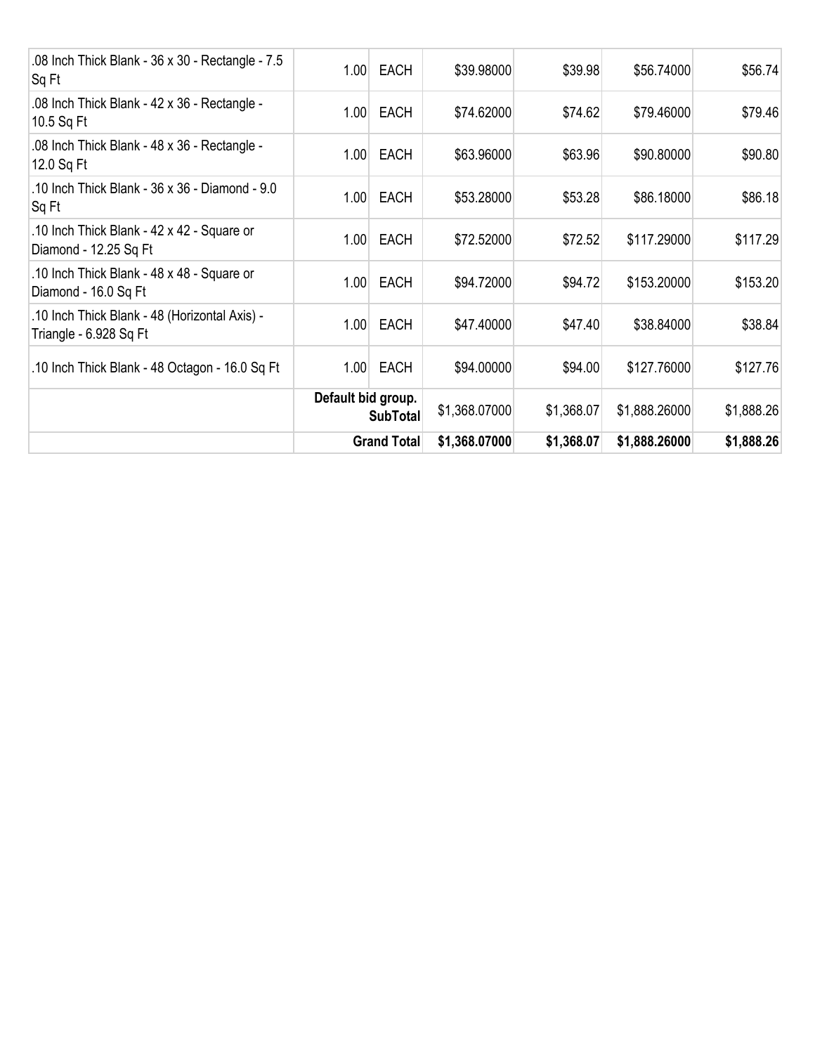| | | | | | | |
|---|---|---|---|---|---|---|
| .08 Inch Thick Blank - 36 x 30 - Rectangle - 7.5 Sq Ft | 1.00 | EACH | $39.98000 | $39.98 | $56.74000 | $56.74 |
| .08 Inch Thick Blank - 42 x 36 - Rectangle - 10.5 Sq Ft | 1.00 | EACH | $74.62000 | $74.62 | $79.46000 | $79.46 |
| .08 Inch Thick Blank - 48 x 36 - Rectangle - 12.0 Sq Ft | 1.00 | EACH | $63.96000 | $63.96 | $90.80000 | $90.80 |
| .10 Inch Thick Blank - 36 x 36 - Diamond - 9.0 Sq Ft | 1.00 | EACH | $53.28000 | $53.28 | $86.18000 | $86.18 |
| .10 Inch Thick Blank - 42 x 42 - Square or Diamond - 12.25 Sq Ft | 1.00 | EACH | $72.52000 | $72.52 | $117.29000 | $117.29 |
| .10 Inch Thick Blank - 48 x 48 - Square or Diamond - 16.0 Sq Ft | 1.00 | EACH | $94.72000 | $94.72 | $153.20000 | $153.20 |
| .10 Inch Thick Blank - 48 (Horizontal Axis) - Triangle - 6.928 Sq Ft | 1.00 | EACH | $47.40000 | $47.40 | $38.84000 | $38.84 |
| .10 Inch Thick Blank - 48 Octagon - 16.0 Sq Ft | 1.00 | EACH | $94.00000 | $94.00 | $127.76000 | $127.76 |
| | Default bid group. SubTotal | | $1,368.07000 | $1,368.07 | $1,888.26000 | $1,888.26 |
| | **Grand Total** | | **$1,368.07000** | **$1,368.07** | **$1,888.26000** | **$1,888.26** |